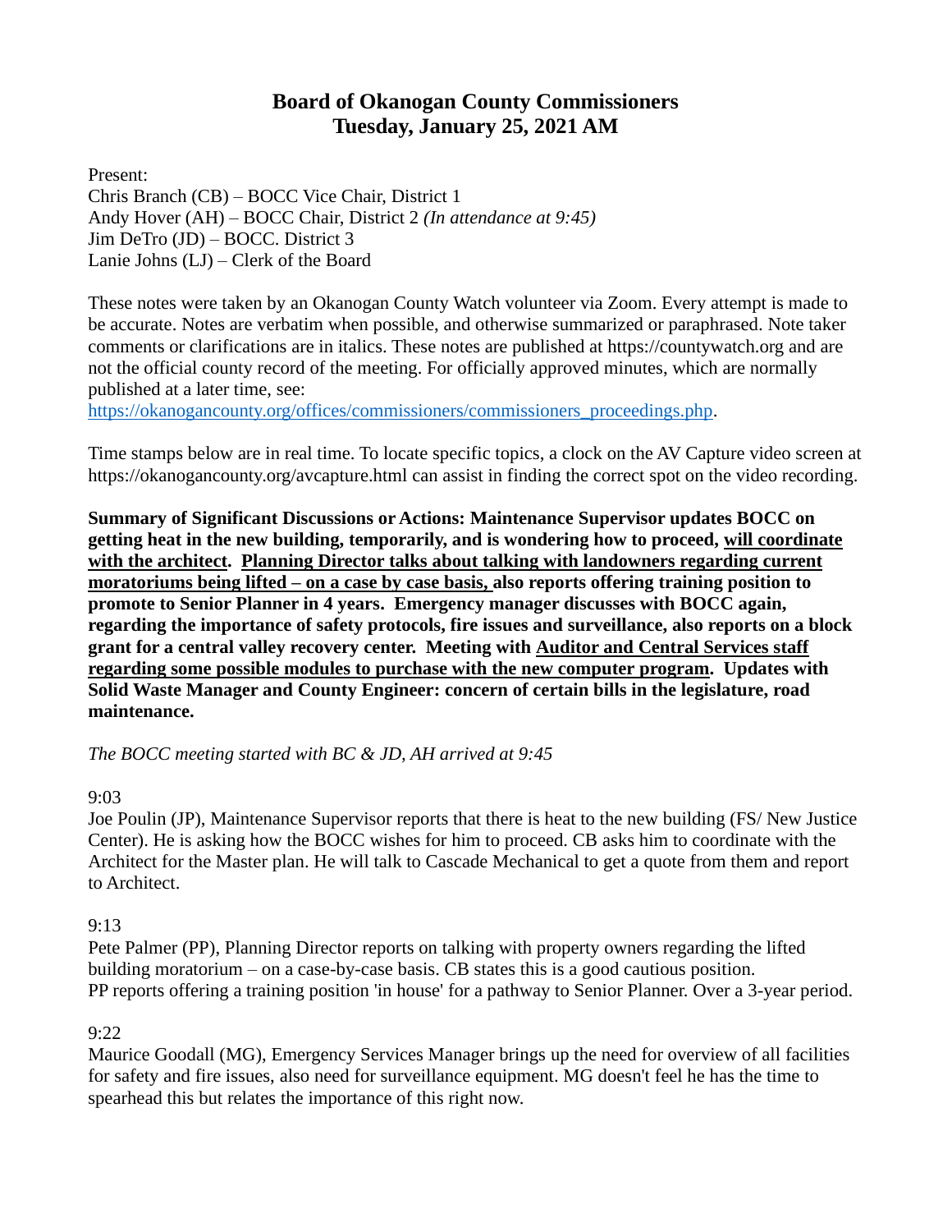# Board of Okanogan County Commissioners
## Tuesday, January 25, 2021 AM

Present:
Chris Branch (CB) – BOCC Vice Chair, District 1
Andy Hover (AH) – BOCC Chair, District 2 *(In attendance at 9:45)*
Jim DeTro (JD) – BOCC. District 3
Lanie Johns (LJ) – Clerk of the Board

These notes were taken by an Okanogan County Watch volunteer via Zoom. Every attempt is made to be accurate. Notes are verbatim when possible, and otherwise summarized or paraphrased. Note taker comments or clarifications are in italics. These notes are published at https://countywatch.org and are not the official county record of the meeting. For officially approved minutes, which are normally published at a later time, see:
https://okanogancounty.org/offices/commissioners/commissioners_proceedings.php.

Time stamps below are in real time. To locate specific topics, a clock on the AV Capture video screen at https://okanogancounty.org/avcapture.html can assist in finding the correct spot on the video recording.

**Summary of Significant Discussions or Actions: Maintenance Supervisor updates BOCC on getting heat in the new building, temporarily, and is wondering how to proceed, <u>will coordinate with the architect</u>. <u>Planning Director talks about talking with landowners regarding current moratoriums being lifted – on a case by case basis,</u> also reports offering training position to promote to Senior Planner in 4 years. Emergency manager discusses with BOCC again, regarding the importance of safety protocols, fire issues and surveillance, also reports on a block grant for a central valley recovery center. Meeting with <u>Auditor and Central Services staff regarding some possible modules to purchase with the new computer program</u>. Updates with Solid Waste Manager and County Engineer: concern of certain bills in the legislature, road maintenance.**

*The BOCC meeting started with BC & JD, AH arrived at 9:45*

9:03
Joe Poulin (JP), Maintenance Supervisor reports that there is heat to the new building (FS/ New Justice Center). He is asking how the BOCC wishes for him to proceed. CB asks him to coordinate with the Architect for the Master plan. He will talk to Cascade Mechanical to get a quote from them and report to Architect.

9:13
Pete Palmer (PP), Planning Director reports on talking with property owners regarding the lifted building moratorium – on a case-by-case basis. CB states this is a good cautious position.
PP reports offering a training position 'in house' for a pathway to Senior Planner. Over a 3-year period.

9:22
Maurice Goodall (MG), Emergency Services Manager brings up the need for overview of all facilities for safety and fire issues, also need for surveillance equipment. MG doesn't feel he has the time to spearhead this but relates the importance of this right now.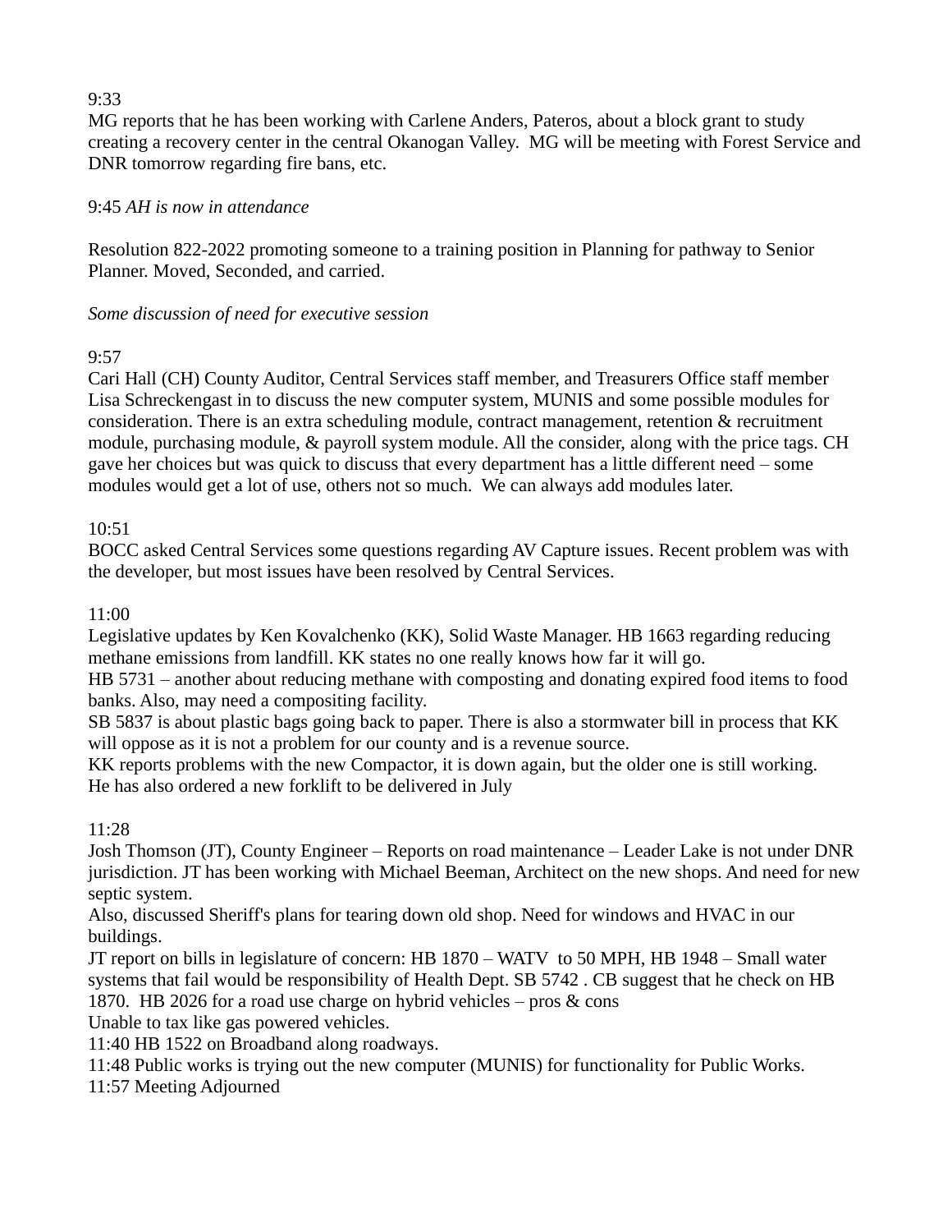9:33
MG reports that he has been working with Carlene Anders, Pateros, about a block grant to study creating a recovery center in the central Okanogan Valley. MG will be meeting with Forest Service and DNR tomorrow regarding fire bans, etc.

9:45 *AH is now in attendance*

Resolution 822-2022 promoting someone to a training position in Planning for pathway to Senior Planner. Moved, Seconded, and carried.

*Some discussion of need for executive session*

9:57
Cari Hall (CH) County Auditor, Central Services staff member, and Treasurers Office staff member Lisa Schreckengast in to discuss the new computer system, MUNIS and some possible modules for consideration. There is an extra scheduling module, contract management, retention & recruitment module, purchasing module, & payroll system module. All the consider, along with the price tags. CH gave her choices but was quick to discuss that every department has a little different need – some modules would get a lot of use, others not so much. We can always add modules later.

10:51
BOCC asked Central Services some questions regarding AV Capture issues. Recent problem was with the developer, but most issues have been resolved by Central Services.

11:00
Legislative updates by Ken Kovalchenko (KK), Solid Waste Manager. HB 1663 regarding reducing methane emissions from landfill. KK states no one really knows how far it will go.
HB 5731 – another about reducing methane with composting and donating expired food items to food banks. Also, may need a compositing facility.
SB 5837 is about plastic bags going back to paper. There is also a stormwater bill in process that KK will oppose as it is not a problem for our county and is a revenue source.
KK reports problems with the new Compactor, it is down again, but the older one is still working.
He has also ordered a new forklift to be delivered in July

11:28
Josh Thomson (JT), County Engineer – Reports on road maintenance – Leader Lake is not under DNR jurisdiction. JT has been working with Michael Beeman, Architect on the new shops. And need for new septic system.
Also, discussed Sheriff's plans for tearing down old shop. Need for windows and HVAC in our buildings.
JT report on bills in legislature of concern: HB 1870 – WATV to 50 MPH, HB 1948 – Small water systems that fail would be responsibility of Health Dept. SB 5742 . CB suggest that he check on HB 1870. HB 2026 for a road use charge on hybrid vehicles – pros & cons
Unable to tax like gas powered vehicles.
11:40 HB 1522 on Broadband along roadways.
11:48 Public works is trying out the new computer (MUNIS) for functionality for Public Works.
11:57 Meeting Adjourned